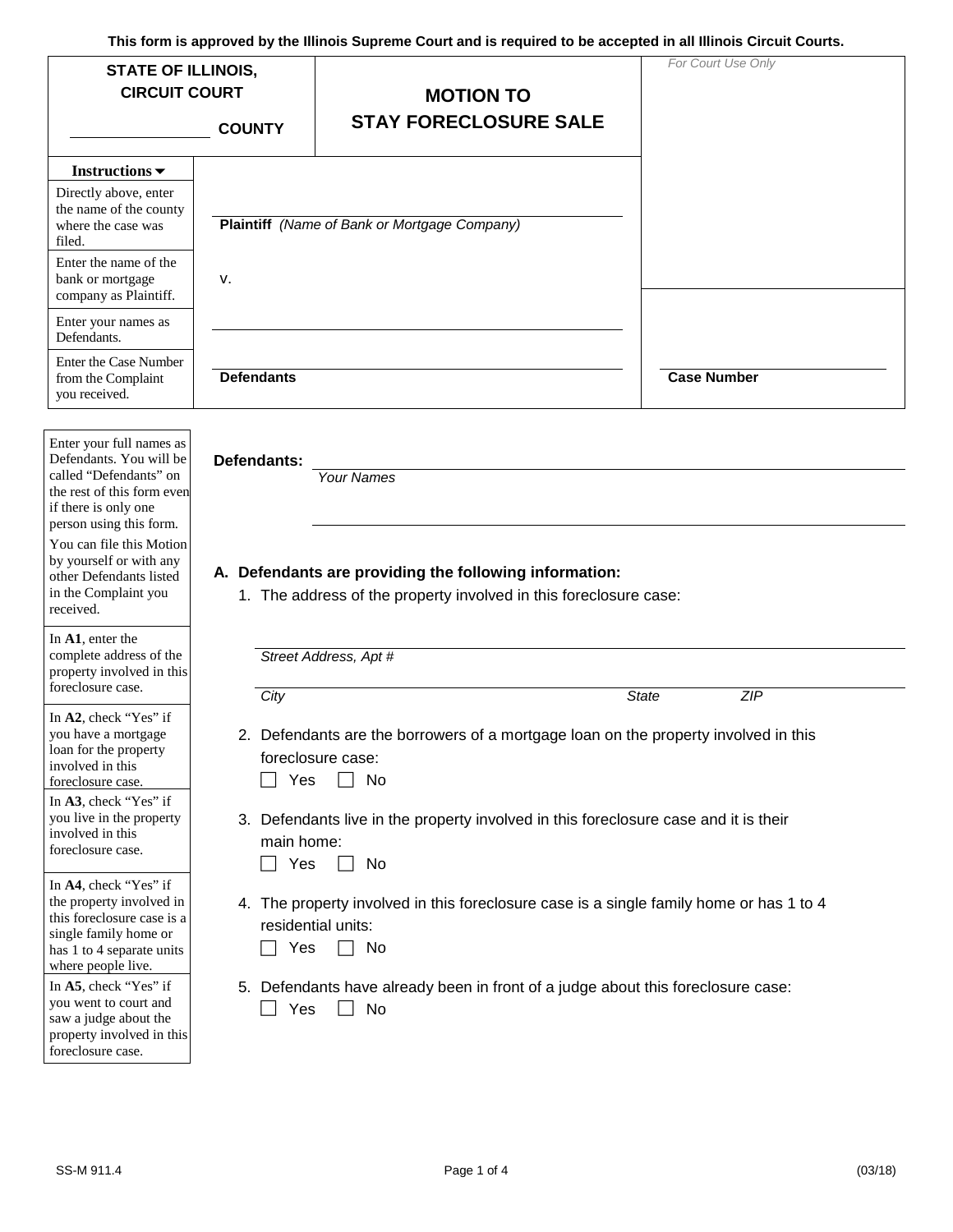This form is approved by the Illinois Supreme Court and is required to be accepted in all Illinois Circuit Courts.

| STATE OF ILLINOIS, CIRCUIT COURT ______________ COUNTY | MOTION TO STAY FORECLOSURE SALE | *For Court Use Only* |
|---|---|---|

| Instructions ▼ | |
|---|---|
| Directly above, enter the name of the county where the case was filed. | |
| Enter the name of the bank or mortgage company as Plaintiff. | ______________________________ **Plaintiff** *(Name of Bank or Mortgage Company)* |
| | v. |
| Enter your names as Defendants. | ______________________________ |
| Enter the Case Number from the Complaint you received. | ______________________________ **Defendants** |

______________________________ **Case Number**

*Enter your full names as Defendants. You will be called "Defendants" on the rest of this form even if there is only one person using this form.*

*You can file this Motion by yourself or with any other Defendants listed in the Complaint you received.*

**Defendants:** ______________________________
*Your Names*

______________________________

**A. Defendants are providing the following information:**

*In A1, enter the complete address of the property involved in this foreclosure case.*

1. The address of the property involved in this foreclosure case:

   ______________________________
   *Street Address, Apt #*

   ______________________________
   *City* *State* *ZIP*

*In A2, check "Yes" if you have a mortgage loan for the property involved in this foreclosure case.*

2. Defendants are the borrowers of a mortgage loan on the property involved in this foreclosure case:
   ☐ Yes ☐ No

*In A3, check "Yes" if you live in the property involved in this foreclosure case.*

3. Defendants live in the property involved in this foreclosure case and it is their main home:
   ☐ Yes ☐ No

*In A4, check "Yes" if the property involved in this foreclosure case is a single family home or has 1 to 4 separate units where people live.*

4. The property involved in this foreclosure case is a single family home or has 1 to 4 residential units:
   ☐ Yes ☐ No

*In A5, check "Yes" if you went to court and saw a judge about the property involved in this foreclosure case.*

5. Defendants have already been in front of a judge about this foreclosure case:
   ☐ Yes ☐ No

SS-M 911.4 (03/18)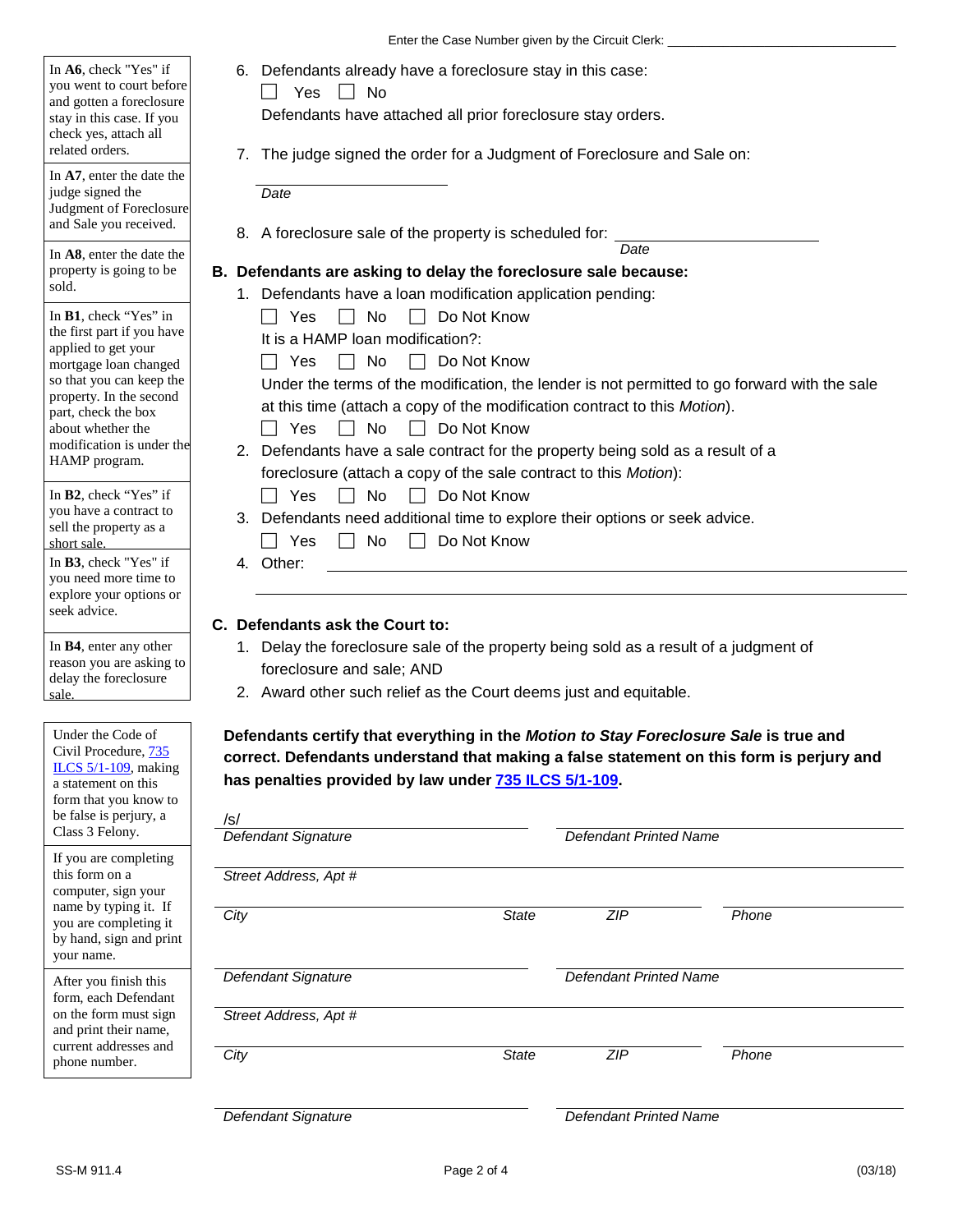Enter the Case Number given by the Circuit Clerk: ______________________________

6. Defendants already have a foreclosure stay in this case:

   ☐ Yes ☐ No

   Defendants have attached all prior foreclosure stay orders.

7. The judge signed the order for a Judgment of Foreclosure and Sale on:

   ______________________
   *Date*

8. A foreclosure sale of the property is scheduled for: ______________________
   *Date*

**B. Defendants are asking to delay the foreclosure sale because:**

1. Defendants have a loan modification application pending:

   ☐ Yes ☐ No ☐ Do Not Know

   It is a HAMP loan modification?:

   ☐ Yes ☐ No ☐ Do Not Know

   Under the terms of the modification, the lender is not permitted to go forward with the sale at this time (attach a copy of the modification contract to this *Motion*).

   ☐ Yes ☐ No ☐ Do Not Know

2. Defendants have a sale contract for the property being sold as a result of a foreclosure (attach a copy of the sale contract to this *Motion*):

   ☐ Yes ☐ No ☐ Do Not Know

3. Defendants need additional time to explore their options or seek advice.

   ☐ Yes ☐ No ☐ Do Not Know

4. Other: ______________________________________________
   ______________________________________________

**C. Defendants ask the Court to:**

1. Delay the foreclosure sale of the property being sold as a result of a judgment of foreclosure and sale; AND
2. Award other such relief as the Court deems just and equitable.

**Defendants certify that everything in the *Motion to Stay Foreclosure Sale* is true and correct. Defendants understand that making a false statement on this form is perjury and has penalties provided by law under [735 ILCS 5/1-109](735 ILCS 5/1-109).**

/s/ ______________________ ______________________
*Defendant Signature* *Defendant Printed Name*

______________________________________________
*Street Address, Apt #*

______________________ ______ ______ ______
*City* *State* *ZIP* *Phone*

______________________ ______________________
*Defendant Signature* *Defendant Printed Name*

______________________________________________
*Street Address, Apt #*

______________________ ______ ______ ______
*City* *State* *ZIP* *Phone*

______________________ ______________________
*Defendant Signature* *Defendant Printed Name*

---

In **A6**, check "Yes" if you went to court before and gotten a foreclosure stay in this case. If you check yes, attach all related orders.

In **A7**, enter the date the judge signed the Judgment of Foreclosure and Sale you received.

In **A8**, enter the date the property is going to be sold.

In **B1**, check "Yes" in the first part if you have applied to get your mortgage loan changed so that you can keep the property. In the second part, check the box about whether the modification is under the HAMP program.

In **B2**, check "Yes" if you have a contract to sell the property as a short sale.

In **B3**, check "Yes" if you need more time to explore your options or seek advice.

In **B4**, enter any other reason you are asking to delay the foreclosure sale.

Under the Code of Civil Procedure, [735 ILCS 5/1-109](735 ILCS 5/1-109), making a statement on this form that you know to be false is perjury, a Class 3 Felony.

If you are completing this form on a computer, sign your name by typing it. If you are completing it by hand, sign and print your name.

After you finish this form, each Defendant on the form must sign and print their name, current addresses and phone number.

SS-M 911.4 (03/18)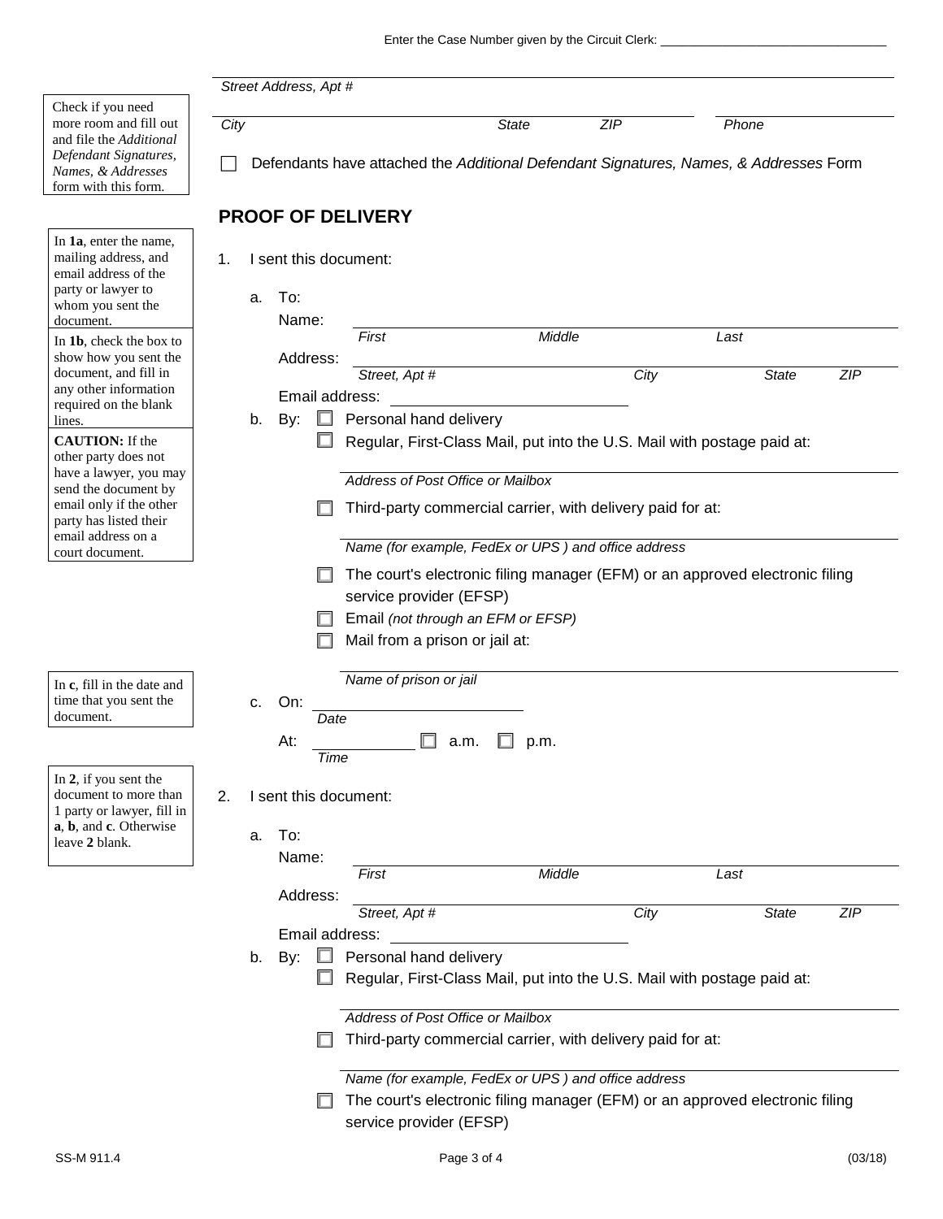Enter the Case Number given by the Circuit Clerk: ____________________

Street Address, Apt #

City | State | ZIP | Phone

Check if you need more room and fill out and file the *Additional Defendant Signatures, Names, & Addresses* form with this form.

☐ Defendants have attached the *Additional Defendant Signatures, Names, & Addresses* Form

## PROOF OF DELIVERY

In **1a**, enter the name, mailing address, and email address of the party or lawyer to whom you sent the document.

In **1b**, check the box to show how you sent the document, and fill in any other information required on the blank lines.

**CAUTION:** If the other party does not have a lawyer, you may send the document by email only if the other party has listed their email address on a court document.

1. I sent this document:

   a. To:
      Name: ____________________
      *First* *Middle* *Last*
      Address: ____________________
      *Street, Apt #* *City* *State* *ZIP*
      Email address: ____________________

   b. By:
      ☐ Personal hand delivery
      ☐ Regular, First-Class Mail, put into the U.S. Mail with postage paid at:
      ____________________
      *Address of Post Office or Mailbox*
      ☐ Third-party commercial carrier, with delivery paid for at:
      ____________________
      *Name (for example, FedEx or UPS ) and office address*
      ☐ The court's electronic filing manager (EFM) or an approved electronic filing service provider (EFSP)
      ☐ Email *(not through an EFM or EFSP)*
      ☐ Mail from a prison or jail at:
      ____________________
      *Name of prison or jail*

In **c**, fill in the date and time that you sent the document.

   c. On: ____________________
      *Date*
      At: ____________ ☐ a.m. ☐ p.m.
      *Time*

In **2**, if you sent the document to more than 1 party or lawyer, fill in **a**, **b**, and **c**. Otherwise leave **2** blank.

2. I sent this document:

   a. To:
      Name: ____________________
      *First* *Middle* *Last*
      Address: ____________________
      *Street, Apt #* *City* *State* *ZIP*
      Email address: ____________________

   b. By:
      ☐ Personal hand delivery
      ☐ Regular, First-Class Mail, put into the U.S. Mail with postage paid at:
      ____________________
      *Address of Post Office or Mailbox*
      ☐ Third-party commercial carrier, with delivery paid for at:
      ____________________
      *Name (for example, FedEx or UPS ) and office address*
      ☐ The court's electronic filing manager (EFM) or an approved electronic filing service provider (EFSP)

SS-M 911.4 (03/18)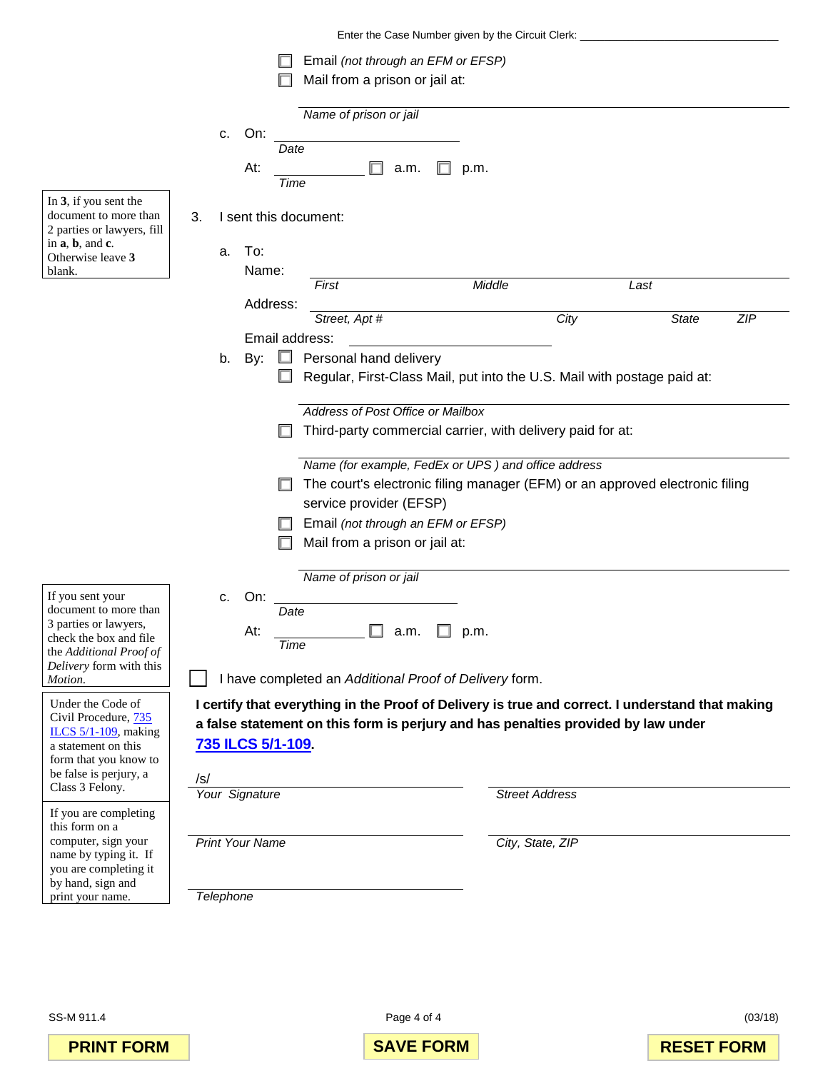Enter the Case Number given by the Circuit Clerk: ______________________________

- ☐ Email *(not through an EFM or EFSP)*
- ☐ Mail from a prison or jail at:

_____________________________________________
*Name of prison or jail*

c. On: ____________________
*Date*

At: ____________ ☐ a.m. ☐ p.m.
*Time*

> In **3**, if you sent the document to more than 2 parties or lawyers, fill in **a**, **b**, and **c**. Otherwise leave **3** blank.

3. I sent this document:

a. To:

Name: _____________________________________________
*First* *Middle* *Last*

Address: _____________________________________________
*Street, Apt #* *City* *State* *ZIP*

Email address: ____________________

b. By:
- ☐ Personal hand delivery
- ☐ Regular, First-Class Mail, put into the U.S. Mail with postage paid at:

_____________________________________________
*Address of Post Office or Mailbox*

- ☐ Third-party commercial carrier, with delivery paid for at:

_____________________________________________
*Name (for example, FedEx or UPS ) and office address*

- ☐ The court's electronic filing manager (EFM) or an approved electronic filing service provider (EFSP)
- ☐ Email *(not through an EFM or EFSP)*
- ☐ Mail from a prison or jail at:

_____________________________________________
*Name of prison or jail*

c. On: ____________________
*Date*

At: ____________ ☐ a.m. ☐ p.m.
*Time*

> If you sent your document to more than 3 parties or lawyers, check the box and file the *Additional Proof of Delivery* form with this *Motion.*

☐ I have completed an *Additional Proof of Delivery* form.

> Under the Code of Civil Procedure, 735 ILCS 5/1-109, making a statement on this form that you know to be false is perjury, a Class 3 Felony.

**I certify that everything in the Proof of Delivery is true and correct. I understand that making a false statement on this form is perjury and has penalties provided by law under 735 ILCS 5/1-109.**

> If you are completing this form on a computer, sign your name by typing it. If you are completing it by hand, sign and print your name.

/s/ ____________________
*Your Signature*

____________________
*Street Address*

____________________
*Print Your Name*

____________________
*City, State, ZIP*

____________________
*Telephone*

SS-M 911.4 (03/18)